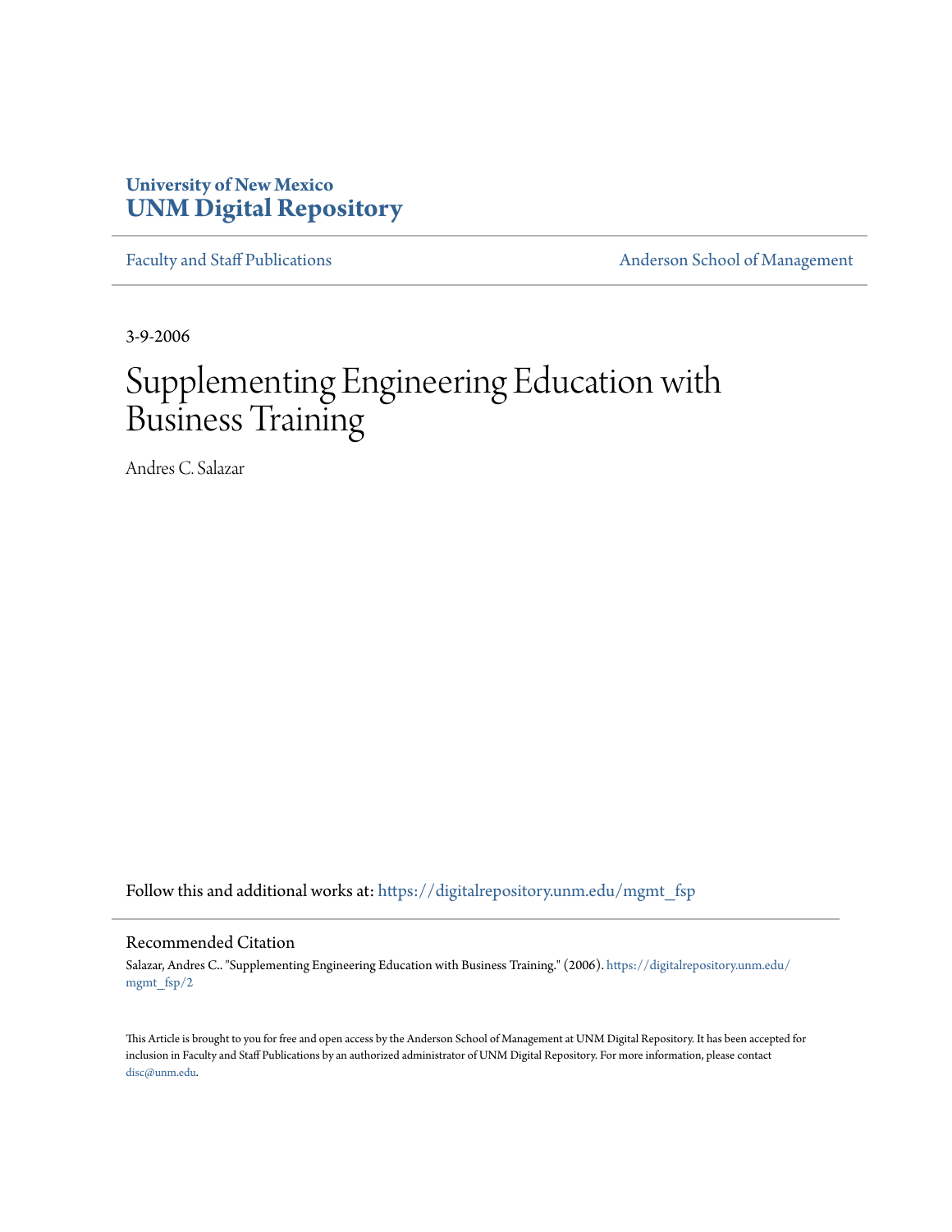University of New Mexico
**UNM Digital Repository**

Faculty and Staff Publications

Anderson School of Management

3-9-2006

# Supplementing Engineering Education with Business Training

Andres C. Salazar

Follow this and additional works at: https://digitalrepository.unm.edu/mgmt_fsp

## Recommended Citation

Salazar, Andres C.. "Supplementing Engineering Education with Business Training." (2006). https://digitalrepository.unm.edu/mgmt_fsp/2

This Article is brought to you for free and open access by the Anderson School of Management at UNM Digital Repository. It has been accepted for inclusion in Faculty and Staff Publications by an authorized administrator of UNM Digital Repository. For more information, please contact disc@unm.edu.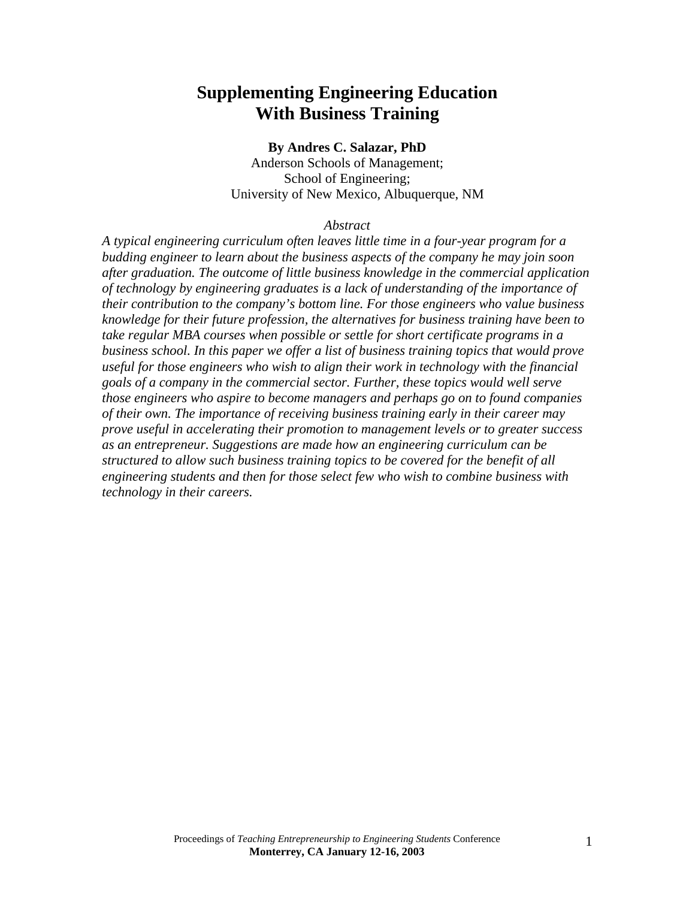# Supplementing Engineering Education With Business Training

**By Andres C. Salazar, PhD**
Anderson Schools of Management;
School of Engineering;
University of New Mexico, Albuquerque, NM

*Abstract*

*A typical engineering curriculum often leaves little time in a four-year program for a budding engineer to learn about the business aspects of the company he may join soon after graduation. The outcome of little business knowledge in the commercial application of technology by engineering graduates is a lack of understanding of the importance of their contribution to the company's bottom line. For those engineers who value business knowledge for their future profession, the alternatives for business training have been to take regular MBA courses when possible or settle for short certificate programs in a business school. In this paper we offer a list of business training topics that would prove useful for those engineers who wish to align their work in technology with the financial goals of a company in the commercial sector. Further, these topics would well serve those engineers who aspire to become managers and perhaps go on to found companies of their own. The importance of receiving business training early in their career may prove useful in accelerating their promotion to management levels or to greater success as an entrepreneur. Suggestions are made how an engineering curriculum can be structured to allow such business training topics to be covered for the benefit of all engineering students and then for those select few who wish to combine business with technology in their careers.*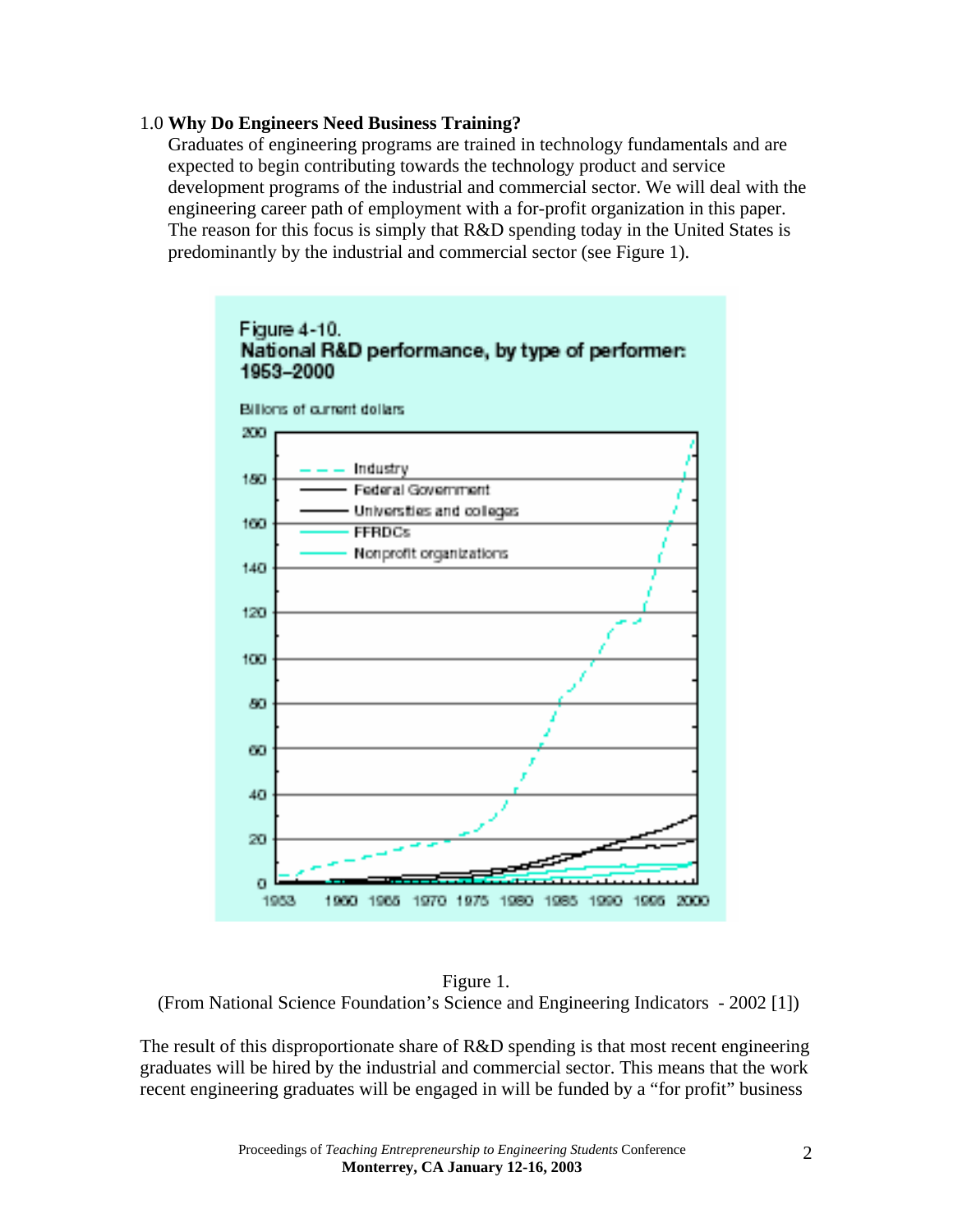1.0 **Why Do Engineers Need Business Training?**

Graduates of engineering programs are trained in technology fundamentals and are expected to begin contributing towards the technology product and service development programs of the industrial and commercial sector. We will deal with the engineering career path of employment with a for-profit organization in this paper. The reason for this focus is simply that R&D spending today in the United States is predominantly by the industrial and commercial sector (see Figure 1).

Figure 1.
(From National Science Foundation's Science and Engineering Indicators - 2002 [1])

The result of this disproportionate share of R&D spending is that most recent engineering graduates will be hired by the industrial and commercial sector. This means that the work recent engineering graduates will be engaged in will be funded by a "for profit" business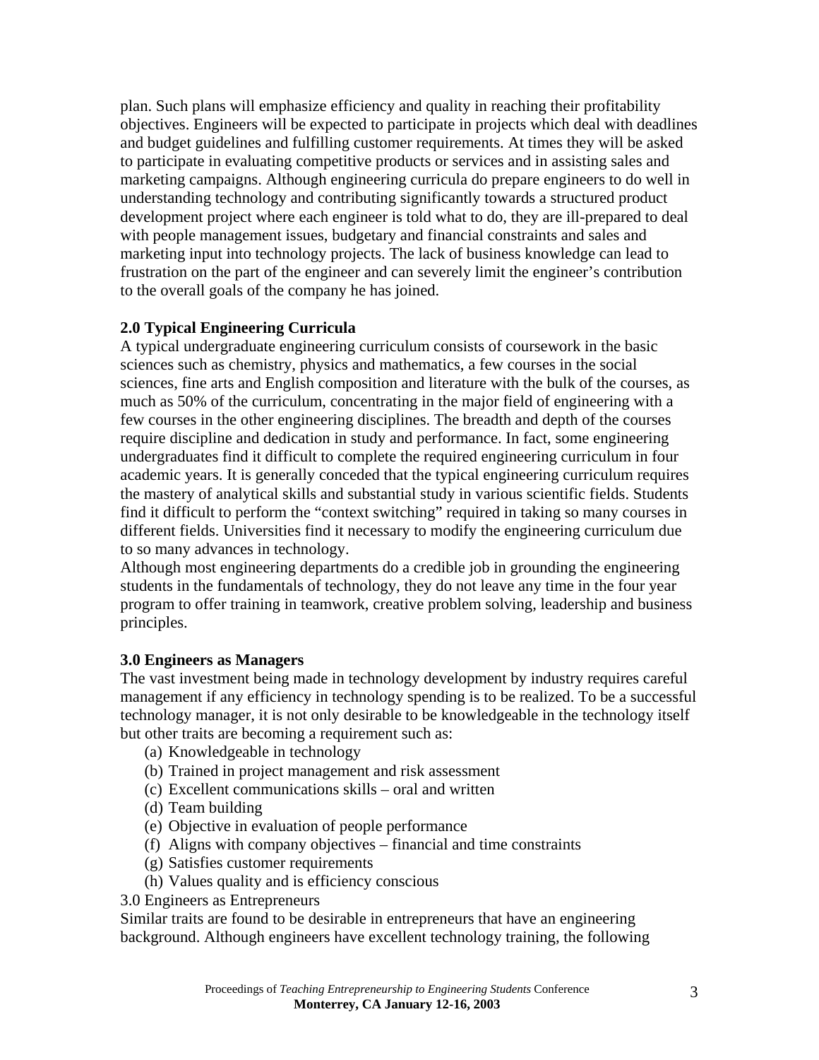plan. Such plans will emphasize efficiency and quality in reaching their profitability objectives. Engineers will be expected to participate in projects which deal with deadlines and budget guidelines and fulfilling customer requirements. At times they will be asked to participate in evaluating competitive products or services and in assisting sales and marketing campaigns. Although engineering curricula do prepare engineers to do well in understanding technology and contributing significantly towards a structured product development project where each engineer is told what to do, they are ill-prepared to deal with people management issues, budgetary and financial constraints and sales and marketing input into technology projects. The lack of business knowledge can lead to frustration on the part of the engineer and can severely limit the engineer's contribution to the overall goals of the company he has joined.

## 2.0 Typical Engineering Curricula

A typical undergraduate engineering curriculum consists of coursework in the basic sciences such as chemistry, physics and mathematics, a few courses in the social sciences, fine arts and English composition and literature with the bulk of the courses, as much as 50% of the curriculum, concentrating in the major field of engineering with a few courses in the other engineering disciplines. The breadth and depth of the courses require discipline and dedication in study and performance. In fact, some engineering undergraduates find it difficult to complete the required engineering curriculum in four academic years. It is generally conceded that the typical engineering curriculum requires the mastery of analytical skills and substantial study in various scientific fields. Students find it difficult to perform the "context switching" required in taking so many courses in different fields. Universities find it necessary to modify the engineering curriculum due to so many advances in technology.

Although most engineering departments do a credible job in grounding the engineering students in the fundamentals of technology, they do not leave any time in the four year program to offer training in teamwork, creative problem solving, leadership and business principles.

## 3.0 Engineers as Managers

The vast investment being made in technology development by industry requires careful management if any efficiency in technology spending is to be realized. To be a successful technology manager, it is not only desirable to be knowledgeable in the technology itself but other traits are becoming a requirement such as:

(a) Knowledgeable in technology
(b) Trained in project management and risk assessment
(c) Excellent communications skills – oral and written
(d) Team building
(e) Objective in evaluation of people performance
(f) Aligns with company objectives – financial and time constraints
(g) Satisfies customer requirements
(h) Values quality and is efficiency conscious

3.0 Engineers as Entrepreneurs

Similar traits are found to be desirable in entrepreneurs that have an engineering background. Although engineers have excellent technology training, the following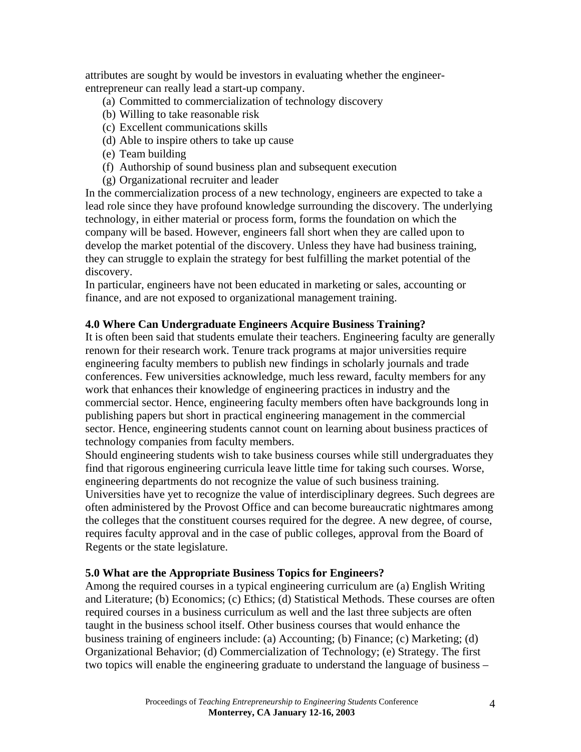attributes are sought by would be investors in evaluating whether the engineer-entrepreneur can really lead a start-up company.

(a) Committed to commercialization of technology discovery
(b) Willing to take reasonable risk
(c) Excellent communications skills
(d) Able to inspire others to take up cause
(e) Team building
(f) Authorship of sound business plan and subsequent execution
(g) Organizational recruiter and leader

In the commercialization process of a new technology, engineers are expected to take a lead role since they have profound knowledge surrounding the discovery. The underlying technology, in either material or process form, forms the foundation on which the company will be based. However, engineers fall short when they are called upon to develop the market potential of the discovery. Unless they have had business training, they can struggle to explain the strategy for best fulfilling the market potential of the discovery.

In particular, engineers have not been educated in marketing or sales, accounting or finance, and are not exposed to organizational management training.

### 4.0 Where Can Undergraduate Engineers Acquire Business Training?

It is often been said that students emulate their teachers. Engineering faculty are generally renown for their research work. Tenure track programs at major universities require engineering faculty members to publish new findings in scholarly journals and trade conferences. Few universities acknowledge, much less reward, faculty members for any work that enhances their knowledge of engineering practices in industry and the commercial sector. Hence, engineering faculty members often have backgrounds long in publishing papers but short in practical engineering management in the commercial sector. Hence, engineering students cannot count on learning about business practices of technology companies from faculty members.

Should engineering students wish to take business courses while still undergraduates they find that rigorous engineering curricula leave little time for taking such courses. Worse, engineering departments do not recognize the value of such business training.

Universities have yet to recognize the value of interdisciplinary degrees. Such degrees are often administered by the Provost Office and can become bureaucratic nightmares among the colleges that the constituent courses required for the degree. A new degree, of course, requires faculty approval and in the case of public colleges, approval from the Board of Regents or the state legislature.

### 5.0 What are the Appropriate Business Topics for Engineers?

Among the required courses in a typical engineering curriculum are (a) English Writing and Literature; (b) Economics; (c) Ethics; (d) Statistical Methods. These courses are often required courses in a business curriculum as well and the last three subjects are often taught in the business school itself. Other business courses that would enhance the business training of engineers include: (a) Accounting; (b) Finance; (c) Marketing; (d) Organizational Behavior; (d) Commercialization of Technology; (e) Strategy. The first two topics will enable the engineering graduate to understand the language of business –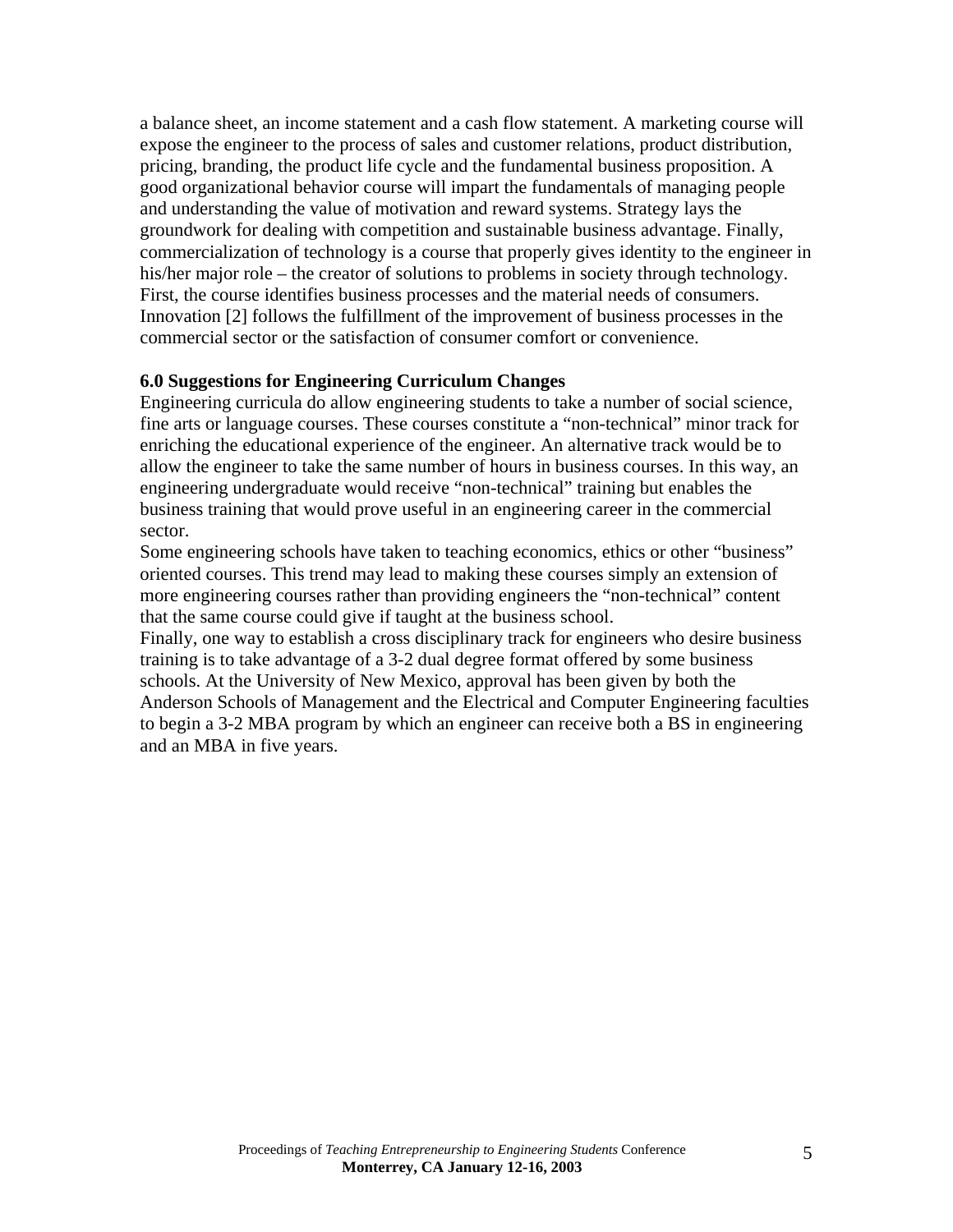a balance sheet, an income statement and a cash flow statement. A marketing course will expose the engineer to the process of sales and customer relations, product distribution, pricing, branding, the product life cycle and the fundamental business proposition. A good organizational behavior course will impart the fundamentals of managing people and understanding the value of motivation and reward systems. Strategy lays the groundwork for dealing with competition and sustainable business advantage. Finally, commercialization of technology is a course that properly gives identity to the engineer in his/her major role – the creator of solutions to problems in society through technology. First, the course identifies business processes and the material needs of consumers. Innovation [2] follows the fulfillment of the improvement of business processes in the commercial sector or the satisfaction of consumer comfort or convenience.

**6.0 Suggestions for Engineering Curriculum Changes**

Engineering curricula do allow engineering students to take a number of social science, fine arts or language courses. These courses constitute a "non-technical" minor track for enriching the educational experience of the engineer. An alternative track would be to allow the engineer to take the same number of hours in business courses. In this way, an engineering undergraduate would receive "non-technical" training but enables the business training that would prove useful in an engineering career in the commercial sector.

Some engineering schools have taken to teaching economics, ethics or other "business" oriented courses. This trend may lead to making these courses simply an extension of more engineering courses rather than providing engineers the "non-technical" content that the same course could give if taught at the business school.

Finally, one way to establish a cross disciplinary track for engineers who desire business training is to take advantage of a 3-2 dual degree format offered by some business schools. At the University of New Mexico, approval has been given by both the Anderson Schools of Management and the Electrical and Computer Engineering faculties to begin a 3-2 MBA program by which an engineer can receive both a BS in engineering and an MBA in five years.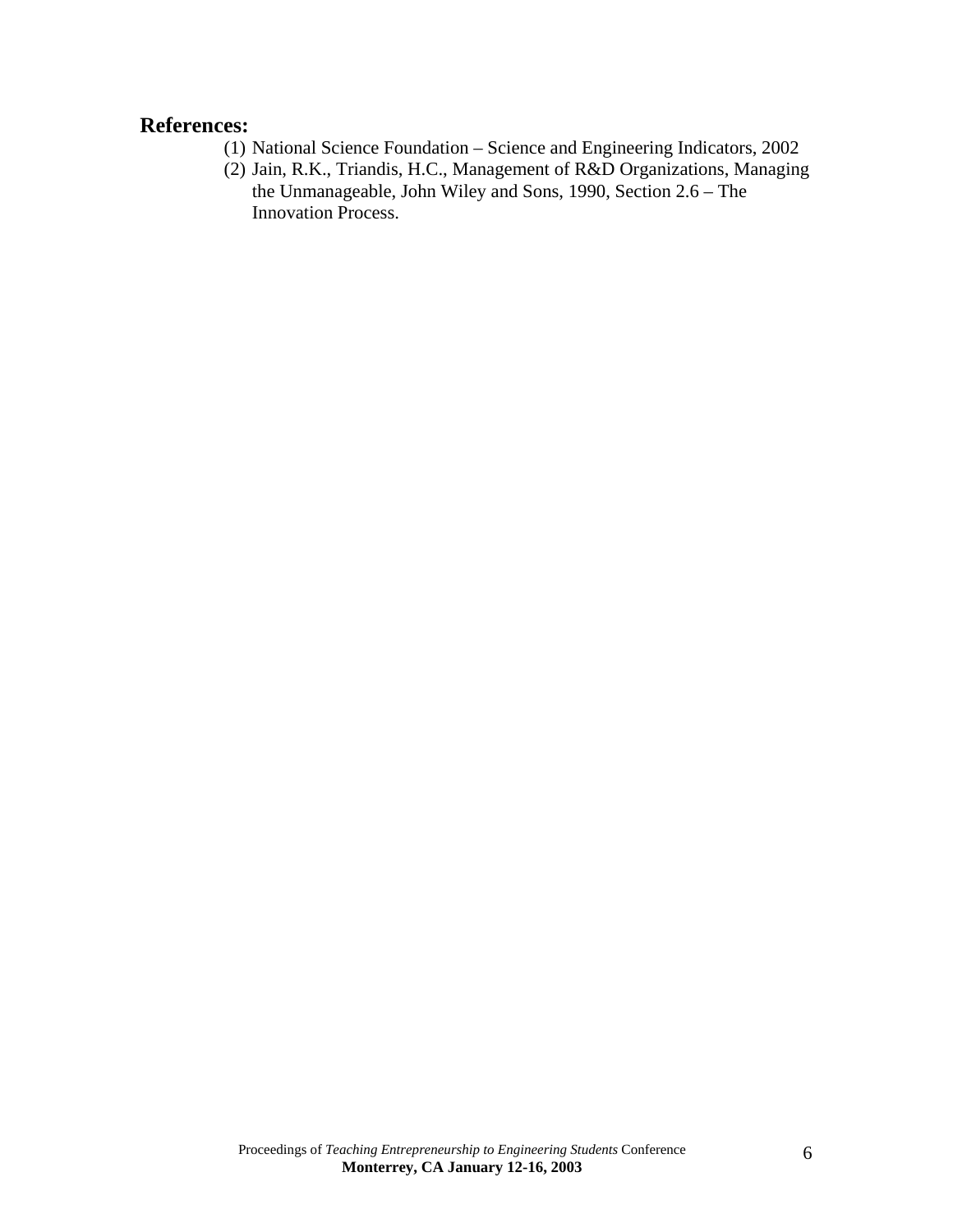## References:

(1) National Science Foundation – Science and Engineering Indicators, 2002

(2) Jain, R.K., Triandis, H.C., Management of R&D Organizations, Managing the Unmanageable, John Wiley and Sons, 1990, Section 2.6 – The Innovation Process.